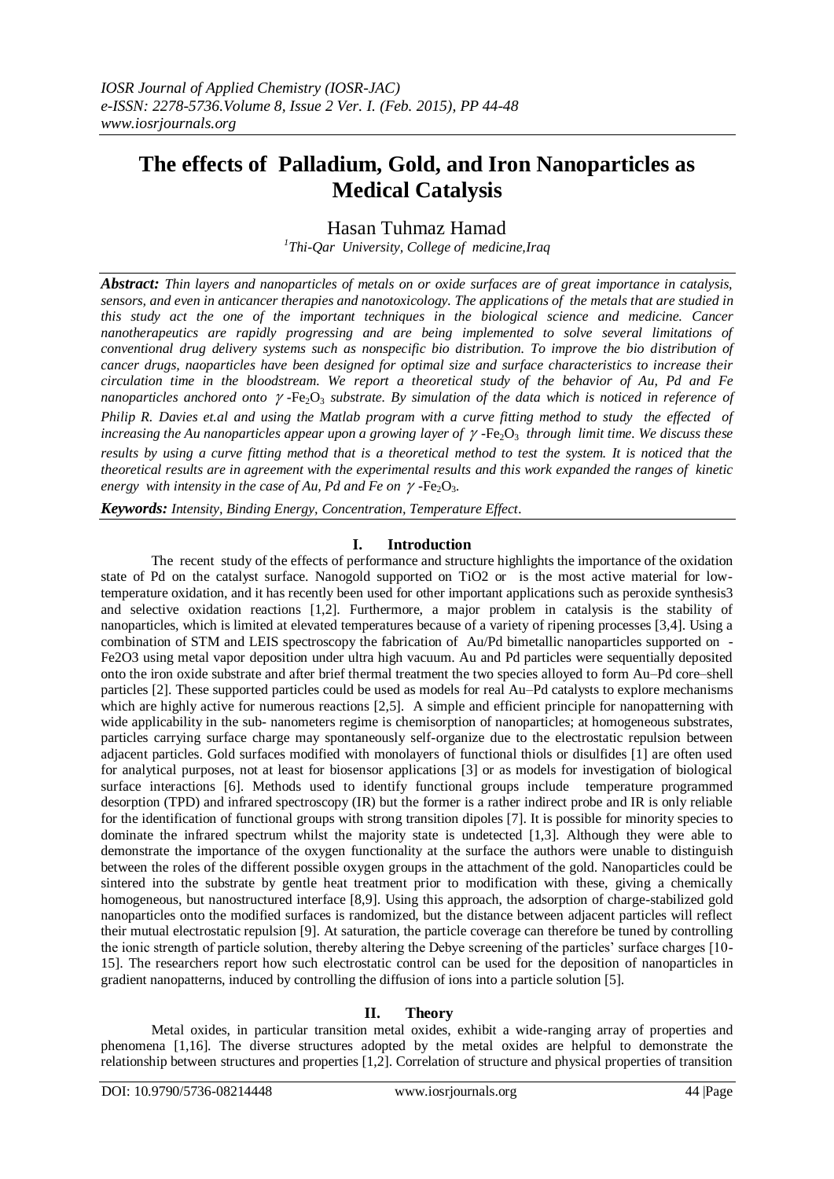# The effects of Palladium, Gold, and Iron Nanoparticles as Medical Catalysis

Hasan Tuhmaz Hamad

[1]*Thi-Qar University, College of medicine,Iraq*

***Abstract:*** *Thin layers and nanoparticles of metals on or oxide surfaces are of great importance in catalysis, sensors, and even in anticancer therapies and nanotoxicology. The applications of the metals that are studied in this study act the one of the important techniques in the biological science and medicine. Cancer nanotherapeutics are rapidly progressing and are being implemented to solve several limitations of conventional drug delivery systems such as nonspecific bio distribution. To improve the bio distribution of cancer drugs, naoparticles have been designed for optimal size and surface characteristics to increase their circulation time in the bloodstream. We report a theoretical study of the behavior of Au, Pd and Fe nanoparticles anchored onto* $\gamma$ *-*$Fe_2O_3$ *substrate. By simulation of the data which is noticed in reference of Philip R. Davies et.al and using the Matlab program with a curve fitting method to study the effected of increasing the Au nanoparticles appear upon a growing layer of* $\gamma$ *-*$Fe_2O_3$ *through limit time. We discuss these results by using a curve fitting method that is a theoretical method to test the system. It is noticed that the theoretical results are in agreement with the experimental results and this work expanded the ranges of kinetic energy with intensity in the case of Au, Pd and Fe on* $\gamma$ *-*$Fe_2O_3$*.*

***Keywords:*** *Intensity, Binding Energy, Concentration, Temperature Effect.*

## I. Introduction

The recent study of the effects of performance and structure highlights the importance of the oxidation state of Pd on the catalyst surface. Nanogold supported on $TiO_2$ or is the most active material for low-temperature oxidation, and it has recently been used for other important applications such as peroxide synthesis3 and selective oxidation reactions [1,2]. Furthermore, a major problem in catalysis is the stability of nanoparticles, which is limited at elevated temperatures because of a variety of ripening processes [3,4]. Using a combination of STM and LEIS spectroscopy the fabrication of Au/Pd bimetallic nanoparticles supported on -$Fe_2O_3$ using metal vapor deposition under ultra high vacuum. Au and Pd particles were sequentially deposited onto the iron oxide substrate and after brief thermal treatment the two species alloyed to form Au–Pd core–shell particles [2]. These supported particles could be used as models for real Au–Pd catalysts to explore mechanisms which are highly active for numerous reactions [2,5]. A simple and efficient principle for nanopatterning with wide applicability in the sub- nanometers regime is chemisorption of nanoparticles; at homogeneous substrates, particles carrying surface charge may spontaneously self-organize due to the electrostatic repulsion between adjacent particles. Gold surfaces modified with monolayers of functional thiols or disulfides [1] are often used for analytical purposes, not at least for biosensor applications [3] or as models for investigation of biological surface interactions [6]. Methods used to identify functional groups include temperature programmed desorption (TPD) and infrared spectroscopy (IR) but the former is a rather indirect probe and IR is only reliable for the identification of functional groups with strong transition dipoles [7]. It is possible for minority species to dominate the infrared spectrum whilst the majority state is undetected [1,3]. Although they were able to demonstrate the importance of the oxygen functionality at the surface the authors were unable to distinguish between the roles of the different possible oxygen groups in the attachment of the gold. Nanoparticles could be sintered into the substrate by gentle heat treatment prior to modification with these, giving a chemically homogeneous, but nanostructured interface [8,9]. Using this approach, the adsorption of charge-stabilized gold nanoparticles onto the modified surfaces is randomized, but the distance between adjacent particles will reflect their mutual electrostatic repulsion [9]. At saturation, the particle coverage can therefore be tuned by controlling the ionic strength of particle solution, thereby altering the Debye screening of the particles' surface charges [10-15]. The researchers report how such electrostatic control can be used for the deposition of nanoparticles in gradient nanopatterns, induced by controlling the diffusion of ions into a particle solution [5].

## II. Theory

Metal oxides, in particular transition metal oxides, exhibit a wide-ranging array of properties and phenomena [1,16]. The diverse structures adopted by the metal oxides are helpful to demonstrate the relationship between structures and properties [1,2]. Correlation of structure and physical properties of transition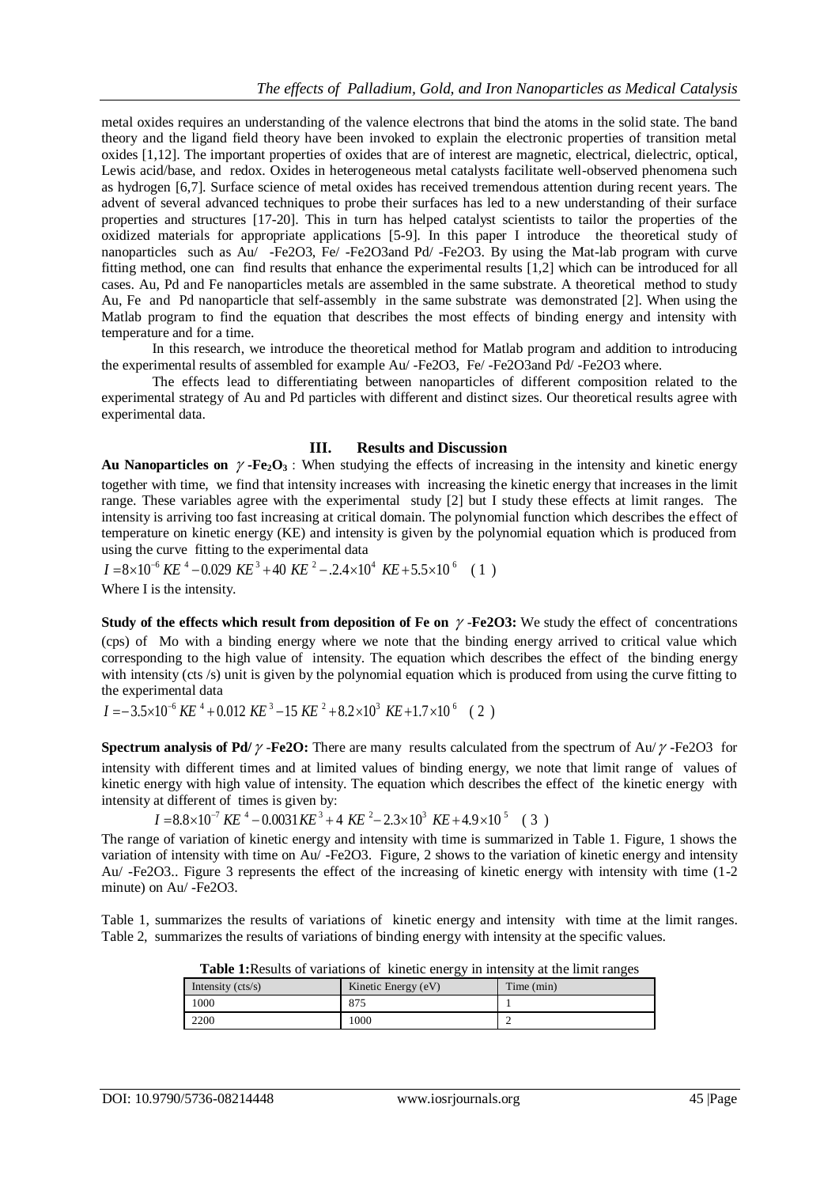metal oxides requires an understanding of the valence electrons that bind the atoms in the solid state. The band theory and the ligand field theory have been invoked to explain the electronic properties of transition metal oxides [1,12]. The important properties of oxides that are of interest are magnetic, electrical, dielectric, optical, Lewis acid/base, and redox. Oxides in heterogeneous metal catalysts facilitate well-observed phenomena such as hydrogen [6,7]. Surface science of metal oxides has received tremendous attention during recent years. The advent of several advanced techniques to probe their surfaces has led to a new understanding of their surface properties and structures [17-20]. This in turn has helped catalyst scientists to tailor the properties of the oxidized materials for appropriate applications [5-9]. In this paper I introduce the theoretical study of nanoparticles such as Au/ -Fe2O3, Fe/ -Fe2O3and Pd/ -Fe2O3. By using the Mat-lab program with curve fitting method, one can find results that enhance the experimental results [1,2] which can be introduced for all cases. Au, Pd and Fe nanoparticles metals are assembled in the same substrate. A theoretical method to study Au, Fe and Pd nanoparticle that self-assembly in the same substrate was demonstrated [2]. When using the Matlab program to find the equation that describes the most effects of binding energy and intensity with temperature and for a time.

In this research, we introduce the theoretical method for Matlab program and addition to introducing the experimental results of assembled for example Au/ -Fe2O3, Fe/ -Fe2O3and Pd/ -Fe2O3 where.

The effects lead to differentiating between nanoparticles of different composition related to the experimental strategy of Au and Pd particles with different and distinct sizes. Our theoretical results agree with experimental data.

## III. Results and Discussion

**Au Nanoparticles on $\gamma$-$Fe_2O_3$** : When studying the effects of increasing in the intensity and kinetic energy together with time, we find that intensity increases with increasing the kinetic energy that increases in the limit range. These variables agree with the experimental study [2] but I study these effects at limit ranges. The intensity is arriving too fast increasing at critical domain. The polynomial function which describes the effect of temperature on kinetic energy (KE) and intensity is given by the polynomial equation which is produced from using the curve fitting to the experimental data

$$I = 8\times10^{-6}\, KE^{4} - 0.029\, KE^{3} + 40\, KE^{2} - .2.4\times10^{4}\, KE + 5.5\times10^{6} \quad (1)$$

Where I is the intensity.

**Study of the effects which result from deposition of Fe on $\gamma$-Fe2O3:** We study the effect of concentrations (cps) of Mo with a binding energy where we note that the binding energy arrived to critical value which corresponding to the high value of intensity. The equation which describes the effect of the binding energy with intensity (cts /s) unit is given by the polynomial equation which is produced from using the curve fitting to the experimental data

$$I = -3.5\times10^{-6}\, KE^{4} + 0.012\, KE^{3} - 15\, KE^{2} + 8.2\times10^{3}\, KE + 1.7\times10^{6} \quad (2)$$

**Spectrum analysis of Pd/$\gamma$-Fe2O:** There are many results calculated from the spectrum of Au/$\gamma$-Fe2O3 for intensity with different times and at limited values of binding energy, we note that limit range of values of kinetic energy with high value of intensity. The equation which describes the effect of the kinetic energy with intensity at different of times is given by:

$$I = 8.8\times10^{-7}\, KE^{4} - 0.0031 KE^{3} + 4\, KE^{2} - 2.3\times10^{3}\, KE + 4.9\times10^{5} \quad (3)$$

The range of variation of kinetic energy and intensity with time is summarized in Table 1. Figure, 1 shows the variation of intensity with time on Au/ -Fe2O3. Figure, 2 shows to the variation of kinetic energy and intensity Au/ -Fe2O3.. Figure 3 represents the effect of the increasing of kinetic energy with intensity with time (1-2 minute) on Au/ -Fe2O3.

Table 1, summarizes the results of variations of kinetic energy and intensity with time at the limit ranges. Table 2, summarizes the results of variations of binding energy with intensity at the specific values.

**Table 1:**Results of variations of kinetic energy in intensity at the limit ranges

| Intensity (cts/s) | Kinetic Energy (eV) | Time (min) |
|---|---|---|
| 1000 | 875 | 1 |
| 2200 | 1000 | 2 |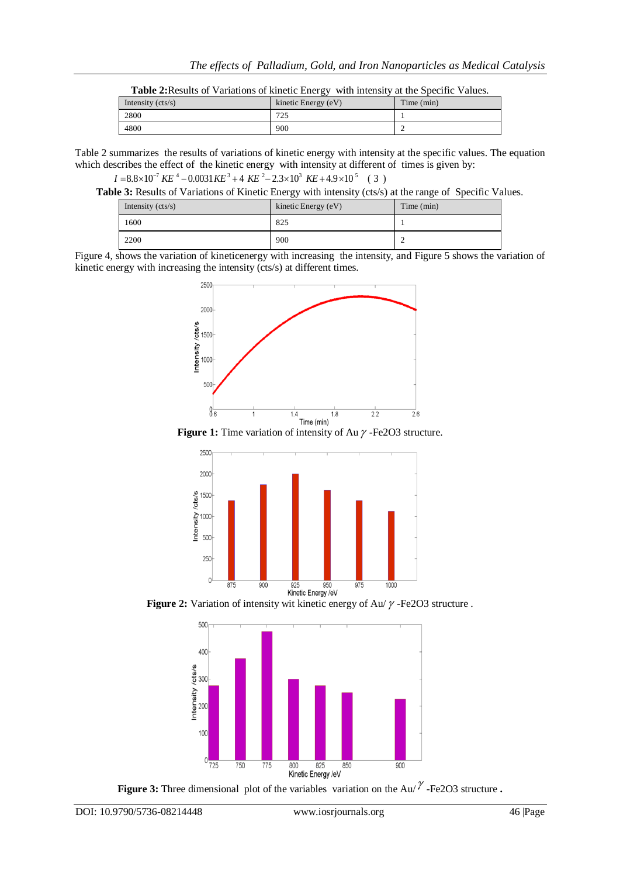**Table 2:** Results of Variations of kinetic Energy with intensity at the Specific Values.

| Intensity (cts/s) | kinetic Energy (eV) | Time (min) |
|---|---|---|
| 2800 | 725 | 1 |
| 4800 | 900 | 2 |

Table 2 summarizes the results of variations of kinetic energy with intensity at the specific values. The equation which describes the effect of the kinetic energy with intensity at different of times is given by:

$$I = 8.8\times10^{-7}\, KE^{4} - 0.0031 KE^{3} + 4\, KE^{2} - 2.3\times10^{3}\, KE + 4.9\times10^{5} \quad (3)$$

**Table 3:** Results of Variations of Kinetic Energy with intensity (cts/s) at the range of Specific Values.

| Intensity (cts/s) | kinetic Energy (eV) | Time (min) |
|---|---|---|
| 1600 | 825 | 1 |
| 2200 | 900 | 2 |

Figure 4, shows the variation of kineticenergy with increasing the intensity, and Figure 5 shows the variation of kinetic energy with increasing the intensity (cts/s) at different times.

Intensity /cts/s
2500
2000
1500
1000
500
0
0.6
1
1.4
1.8
2.2
2.6
Time (min)

**Figure 1:** Time variation of intensity of Au $\gamma$ -Fe2O3 structure.

Intensity /cts/s
2500
2000
1500
1000
500
250
0
875
900
925
950
975
1000
Kinetic Energy /eV

**Figure 2:** Variation of intensity wit kinetic energy of Au/ $\gamma$ -Fe2O3 structure .

Intensity /cts/s
500
400
300
200
100
0
725
750
775
800
825
850
900
Kinetic Energy /eV

**Figure 3:** Three dimensional plot of the variables variation on the Au/ $\gamma$ -Fe2O3 structure **.**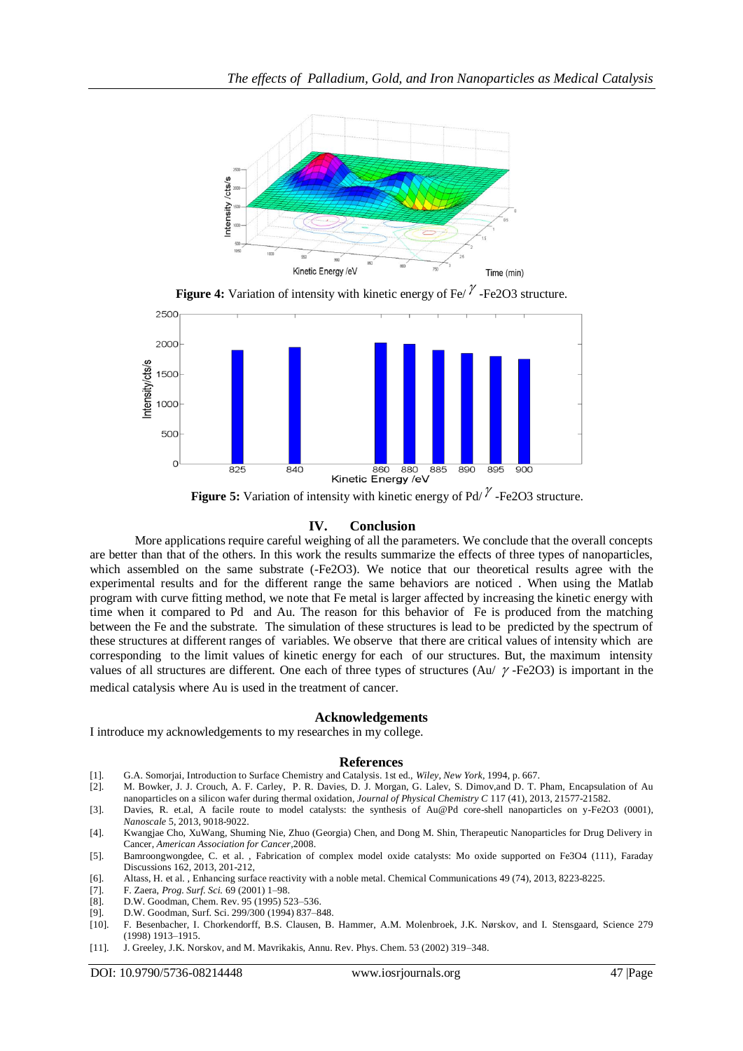Intensity /cts/s

Kinetic Energy /eV

Time (min)

**Figure 4:** Variation of intensity with kinetic energy of Fe/ $\gamma$ -Fe2O3 structure.

2500
2000
1500
1000
500
0

Intensity/cts/s

825 840 860 880 885 890 895 900

Kinetic Energy /eV

**Figure 5:** Variation of intensity with kinetic energy of Pd/ $\gamma$ -Fe2O3 structure.

## IV. Conclusion

More applications require careful weighing of all the parameters. We conclude that the overall concepts are better than that of the others. In this work the results summarize the effects of three types of nanoparticles, which assembled on the same substrate (-Fe2O3). We notice that our theoretical results agree with the experimental results and for the different range the same behaviors are noticed . When using the Matlab program with curve fitting method, we note that Fe metal is larger affected by increasing the kinetic energy with time when it compared to Pd and Au. The reason for this behavior of Fe is produced from the matching between the Fe and the substrate. The simulation of these structures is lead to be predicted by the spectrum of these structures at different ranges of variables. We observe that there are critical values of intensity which are corresponding to the limit values of kinetic energy for each of our structures. But, the maximum intensity values of all structures are different. One each of three types of structures (Au/ $\gamma$ -Fe2O3) is important in the medical catalysis where Au is used in the treatment of cancer.

## Acknowledgements

I introduce my acknowledgements to my researches in my college.

## References

[1]. G.A. Somorjai, Introduction to Surface Chemistry and Catalysis. 1st ed., *Wiley, New York*, 1994, p. 667.

[2]. M. Bowker, J. J. Crouch, A. F. Carley, P. R. Davies, D. J. Morgan, G. Lalev, S. Dimov,and D. T. Pham, Encapsulation of Au nanoparticles on a silicon wafer during thermal oxidation, *Journal of Physical Chemistry C* 117 (41), 2013, 21577-21582.

[3]. Davies, R. et.al, A facile route to model catalysts: the synthesis of Au@Pd core-shell nanoparticles on y-Fe2O3 (0001), *Nanoscale* 5, 2013, 9018-9022.

[4]. Kwangjae Cho, XuWang, Shuming Nie, Zhuo (Georgia) Chen, and Dong M. Shin, Therapeutic Nanoparticles for Drug Delivery in Cancer, *American Association for Cancer*,2008.

[5]. Bamroongwongdee, C. et al. , Fabrication of complex model oxide catalysts: Mo oxide supported on Fe3O4 (111), Faraday Discussions 162, 2013, 201-212,

[6]. Altass, H. et al. , Enhancing surface reactivity with a noble metal. Chemical Communications 49 (74), 2013, 8223-8225.

[7]. F. Zaera, *Prog. Surf. Sci.* 69 (2001) 1–98.

[8]. D.W. Goodman, Chem. Rev. 95 (1995) 523–536.

[9]. D.W. Goodman, Surf. Sci. 299/300 (1994) 837–848.

[10]. F. Besenbacher, I. Chorkendorff, B.S. Clausen, B. Hammer, A.M. Molenbroek, J.K. Nørskov, and I. Stensgaard, Science 279 (1998) 1913–1915.

[11]. J. Greeley, J.K. Norskov, and M. Mavrikakis, Annu. Rev. Phys. Chem. 53 (2002) 319–348.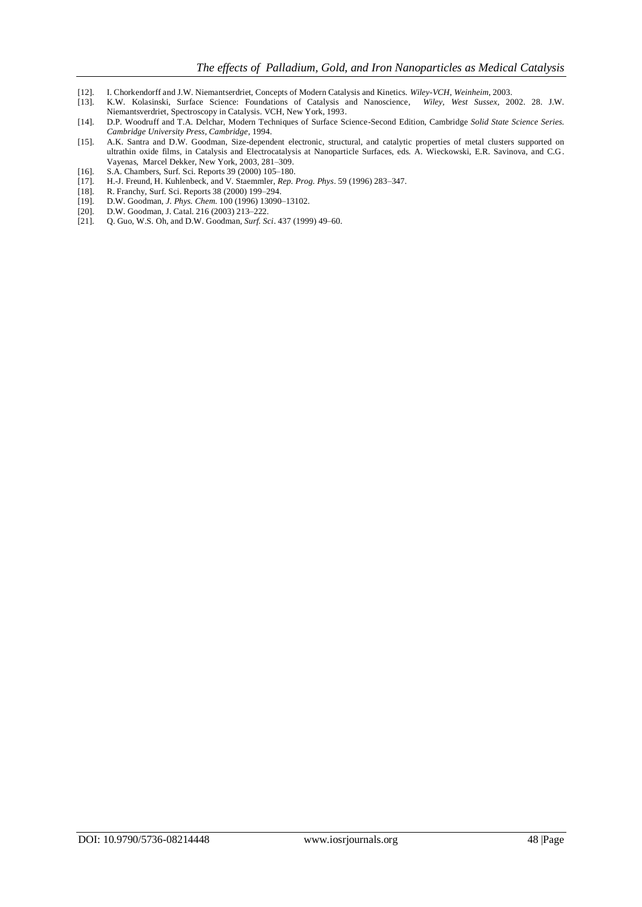[12]. I. Chorkendorff and J.W. Niemantserdriet, Concepts of Modern Catalysis and Kinetics. *Wiley-VCH, Weinheim,* 2003.

[13]. K.W. Kolasinski, Surface Science: Foundations of Catalysis and Nanoscience, *Wiley, West Sussex*, 2002. 28. J.W. Niemantsverdriet, Spectroscopy in Catalysis. VCH, New York, 1993.

[14]. D.P. Woodruff and T.A. Delchar, Modern Techniques of Surface Science-Second Edition, Cambridge *Solid State Science Series. Cambridge University Press, Cambridge*, 1994.

[15]. A.K. Santra and D.W. Goodman, Size-dependent electronic, structural, and catalytic properties of metal clusters supported on ultrathin oxide films, in Catalysis and Electrocatalysis at Nanoparticle Surfaces, eds. A. Wieckowski, E.R. Savinova, and C.G. Vayenas, Marcel Dekker, New York, 2003, 281–309.

[16]. S.A. Chambers, Surf. Sci. Reports 39 (2000) 105–180.

[17]. H.-J. Freund, H. Kuhlenbeck, and V. Staemmler, *Rep. Prog. Phys*. 59 (1996) 283–347.

[18]. R. Franchy, Surf. Sci. Reports 38 (2000) 199–294.

[19]. D.W. Goodman, *J. Phys. Chem.* 100 (1996) 13090–13102.

[20]. D.W. Goodman, J. Catal. 216 (2003) 213–222.

[21]. Q. Guo, W.S. Oh, and D.W. Goodman, *Surf. Sci*. 437 (1999) 49–60.